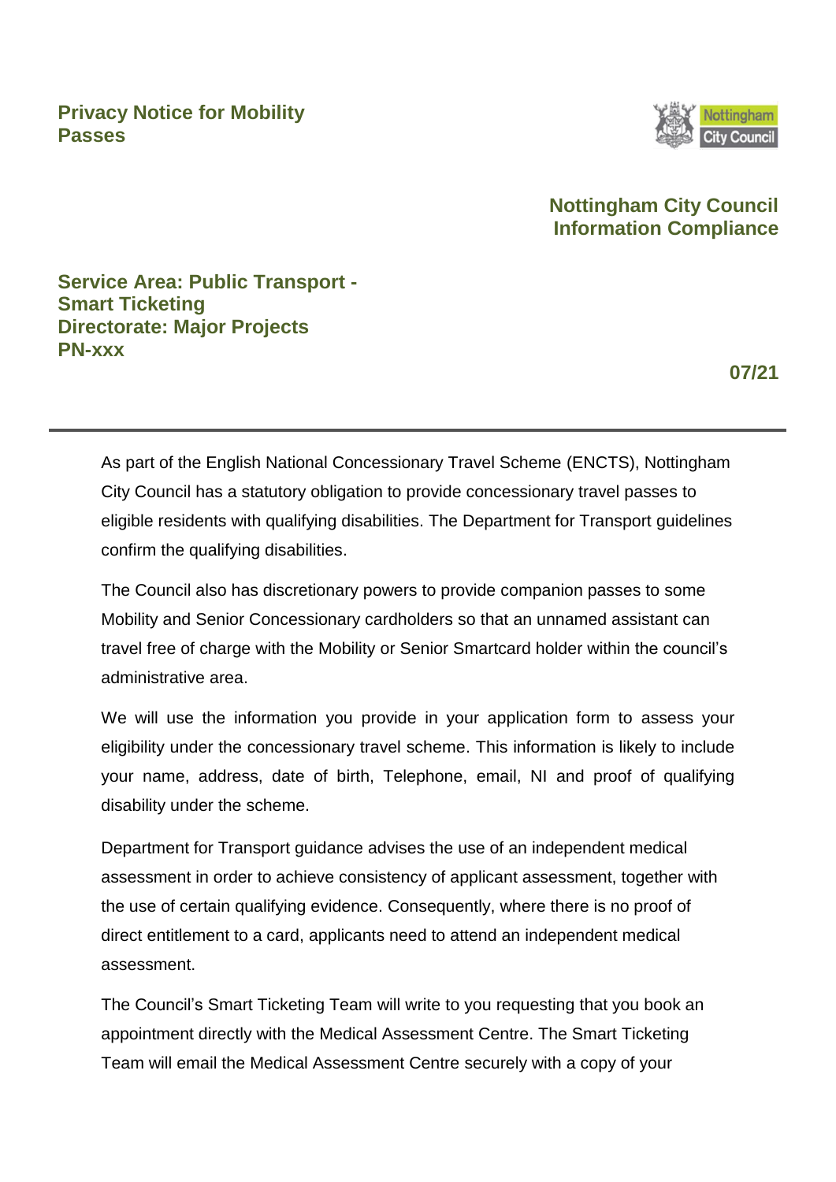# Privacy Notice for Mobility Passes

**Nottingham City Council Information Compliance**

**Service Area: Public Transport - Smart Ticketing**
**Directorate: Major Projects**
**PN-xxx**

**07/21**

---

As part of the English National Concessionary Travel Scheme (ENCTS), Nottingham City Council has a statutory obligation to provide concessionary travel passes to eligible residents with qualifying disabilities. The Department for Transport guidelines confirm the qualifying disabilities.

The Council also has discretionary powers to provide companion passes to some Mobility and Senior Concessionary cardholders so that an unnamed assistant can travel free of charge with the Mobility or Senior Smartcard holder within the council's administrative area.

We will use the information you provide in your application form to assess your eligibility under the concessionary travel scheme. This information is likely to include your name, address, date of birth, Telephone, email, NI and proof of qualifying disability under the scheme.

Department for Transport guidance advises the use of an independent medical assessment in order to achieve consistency of applicant assessment, together with the use of certain qualifying evidence. Consequently, where there is no proof of direct entitlement to a card, applicants need to attend an independent medical assessment.

The Council's Smart Ticketing Team will write to you requesting that you book an appointment directly with the Medical Assessment Centre. The Smart Ticketing Team will email the Medical Assessment Centre securely with a copy of your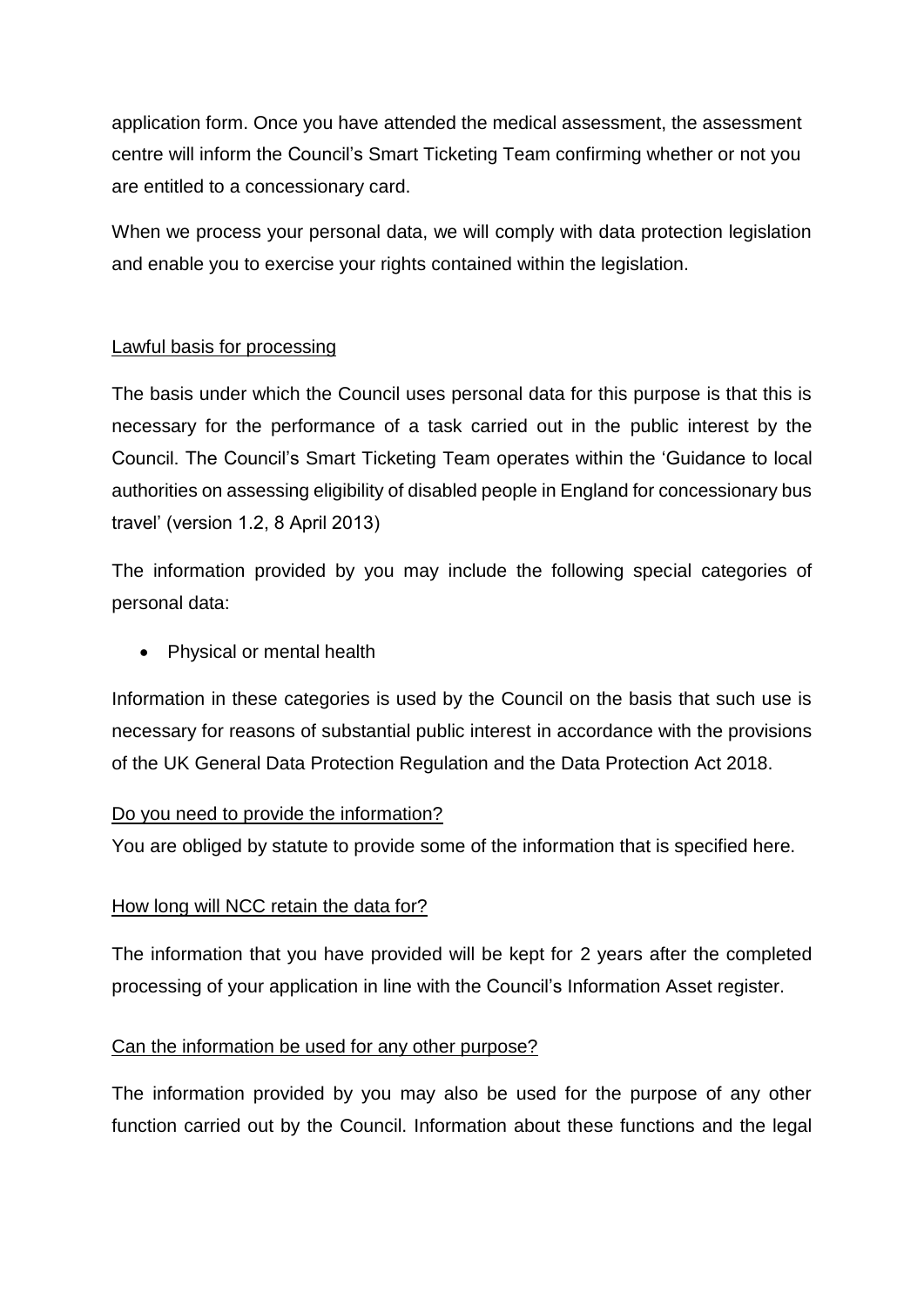application form. Once you have attended the medical assessment, the assessment centre will inform the Council's Smart Ticketing Team confirming whether or not you are entitled to a concessionary card.

When we process your personal data, we will comply with data protection legislation and enable you to exercise your rights contained within the legislation.

## Lawful basis for processing

The basis under which the Council uses personal data for this purpose is that this is necessary for the performance of a task carried out in the public interest by the Council. The Council's Smart Ticketing Team operates within the 'Guidance to local authorities on assessing eligibility of disabled people in England for concessionary bus travel' (version 1.2, 8 April 2013)

The information provided by you may include the following special categories of personal data:

- Physical or mental health

Information in these categories is used by the Council on the basis that such use is necessary for reasons of substantial public interest in accordance with the provisions of the UK General Data Protection Regulation and the Data Protection Act 2018.

## Do you need to provide the information?

You are obliged by statute to provide some of the information that is specified here.

## How long will NCC retain the data for?

The information that you have provided will be kept for 2 years after the completed processing of your application in line with the Council's Information Asset register.

## Can the information be used for any other purpose?

The information provided by you may also be used for the purpose of any other function carried out by the Council. Information about these functions and the legal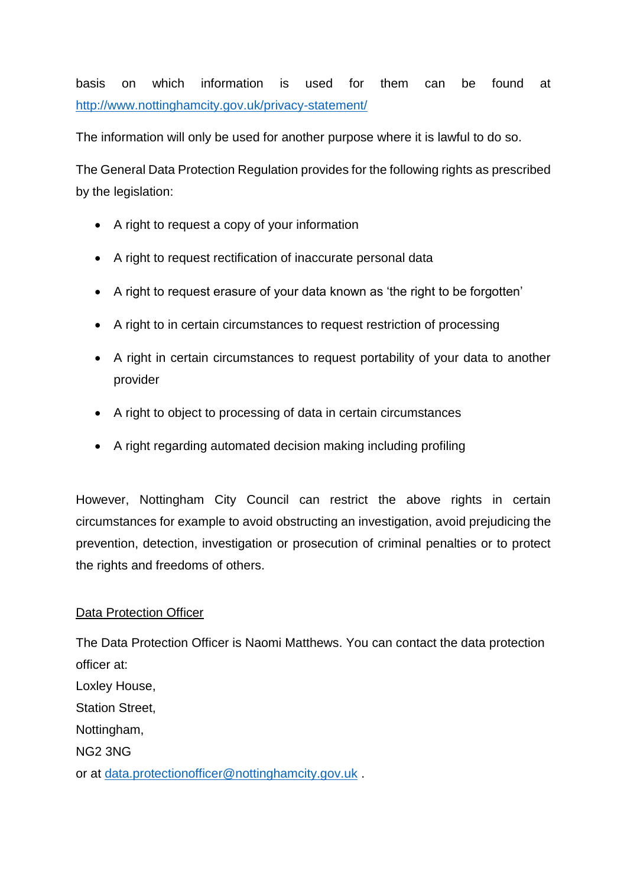basis on which information is used for them can be found at http://www.nottinghamcity.gov.uk/privacy-statement/

The information will only be used for another purpose where it is lawful to do so.

The General Data Protection Regulation provides for the following rights as prescribed by the legislation:

- A right to request a copy of your information
- A right to request rectification of inaccurate personal data
- A right to request erasure of your data known as 'the right to be forgotten'
- A right to in certain circumstances to request restriction of processing
- A right in certain circumstances to request portability of your data to another provider
- A right to object to processing of data in certain circumstances
- A right regarding automated decision making including profiling

However, Nottingham City Council can restrict the above rights in certain circumstances for example to avoid obstructing an investigation, avoid prejudicing the prevention, detection, investigation or prosecution of criminal penalties or to protect the rights and freedoms of others.

<u>Data Protection Officer</u>

The Data Protection Officer is Naomi Matthews. You can contact the data protection officer at:
Loxley House,
Station Street,
Nottingham,
NG2 3NG
or at data.protectionofficer@nottinghamcity.gov.uk .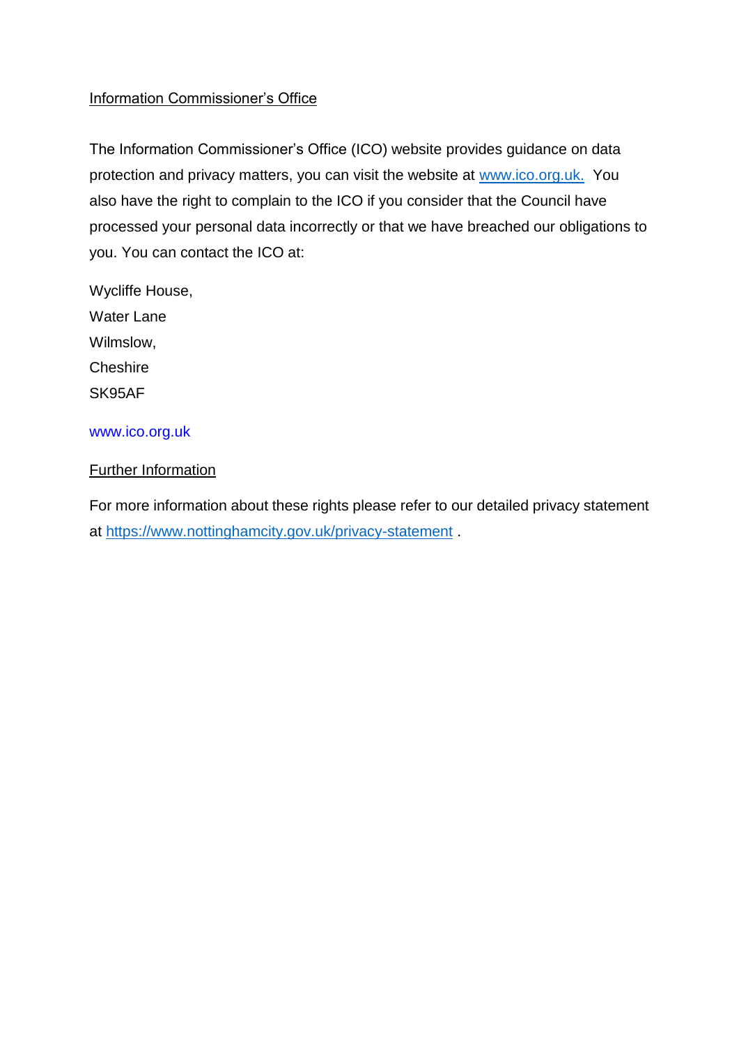## Information Commissioner's Office

The Information Commissioner's Office (ICO) website provides guidance on data protection and privacy matters, you can visit the website at www.ico.org.uk. You also have the right to complain to the ICO if you consider that the Council have processed your personal data incorrectly or that we have breached our obligations to you. You can contact the ICO at:

Wycliffe House,
Water Lane
Wilmslow,
Cheshire
SK95AF

www.ico.org.uk

## Further Information

For more information about these rights please refer to our detailed privacy statement at https://www.nottinghamcity.gov.uk/privacy-statement .